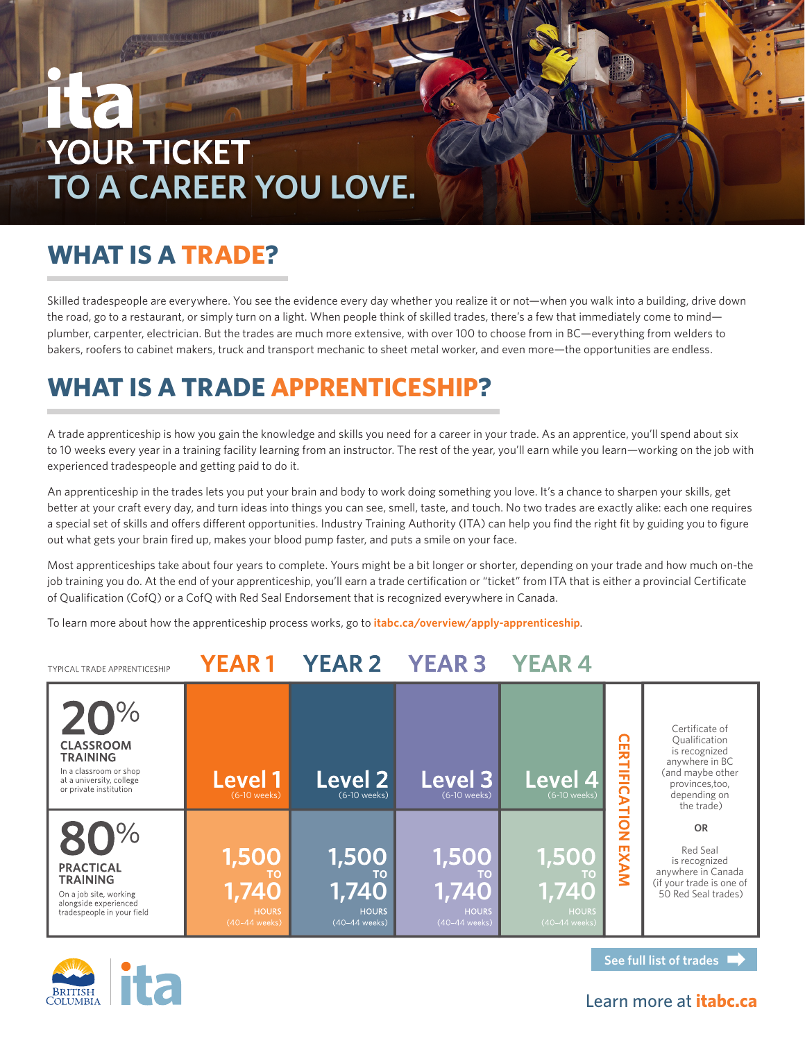ita

# YOUR TICKET TO A CAREER YOU LOVE.

## WHAT IS A TRADE?

Skilled tradespeople are everywhere. You see the evidence every day whether you realize it or not—when you walk into a building, drive down the road, go to a restaurant, or simply turn on a light. When people think of skilled trades, there's a few that immediately come to mind—plumber, carpenter, electrician. But the trades are much more extensive, with over 100 to choose from in BC—everything from welders to bakers, roofers to cabinet makers, truck and transport mechanic to sheet metal worker, and even more—the opportunities are endless.

## WHAT IS A TRADE APPRENTICESHIP?

A trade apprenticeship is how you gain the knowledge and skills you need for a career in your trade. As an apprentice, you'll spend about six to 10 weeks every year in a training facility learning from an instructor. The rest of the year, you'll earn while you learn—working on the job with experienced tradespeople and getting paid to do it.

An apprenticeship in the trades lets you put your brain and body to work doing something you love. It's a chance to sharpen your skills, get better at your craft every day, and turn ideas into things you can see, smell, taste, and touch. No two trades are exactly alike: each one requires a special set of skills and offers different opportunities. Industry Training Authority (ITA) can help you find the right fit by guiding you to figure out what gets your brain fired up, makes your blood pump faster, and puts a smile on your face.

Most apprenticeships take about four years to complete. Yours might be a bit longer or shorter, depending on your trade and how much on-the job training you do. At the end of your apprenticeship, you'll earn a trade certification or "ticket" from ITA that is either a provincial Certificate of Qualification (CofQ) or a CofQ with Red Seal Endorsement that is recognized everywhere in Canada.

To learn more about how the apprenticeship process works, go to **itabc.ca/overview/apply-apprenticeship**.

| TYPICAL TRADE APPRENTICESHIP | YEAR 1 | YEAR 2 | YEAR 3 | YEAR 4 | | |
|---|---|---|---|---|---|---|
| **20% CLASSROOM TRAINING** In a classroom or shop at a university, college or private institution | Level 1 (6-10 weeks) | Level 2 (6-10 weeks) | Level 3 (6-10 weeks) | Level 4 (6-10 weeks) | CERTIFICATION EXAM | Certificate of Qualification is recognized anywhere in BC (and maybe other provinces,too, depending on the trade) OR Red Seal is recognized anywhere in Canada (if your trade is one of 50 Red Seal trades) |
| **80% PRACTICAL TRAINING** On a job site, working alongside experienced tradespeople in your field | 1,500 TO 1,740 HOURS (40–44 weeks) | 1,500 TO 1,740 HOURS (40–44 weeks) | 1,500 TO 1,740 HOURS (40–44 weeks) | 1,500 TO 1,740 HOURS (40–44 weeks) | | |

BRITISH COLUMBIA | ita

See full list of trades

Learn more at **itabc.ca**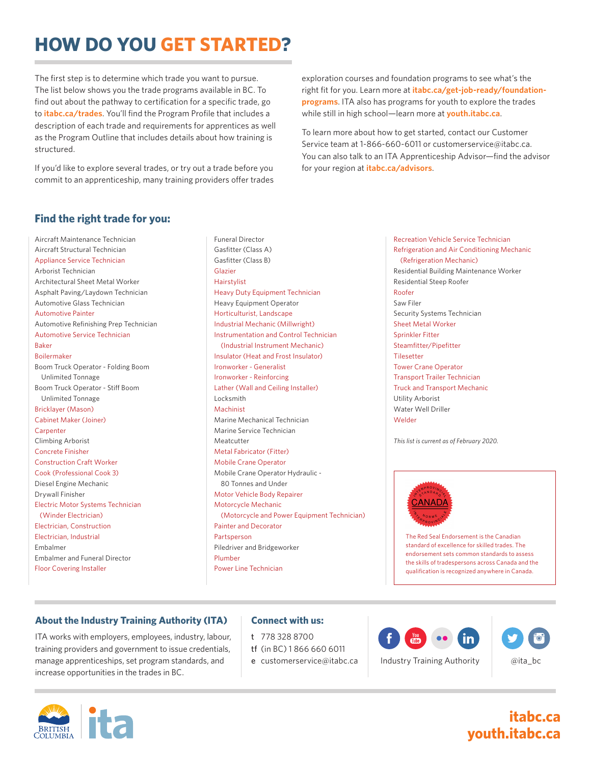# HOW DO YOU GET STARTED?

The first step is to determine which trade you want to pursue. The list below shows you the trade programs available in BC. To find out about the pathway to certification for a specific trade, go to **itabc.ca/trades**. You'll find the Program Profile that includes a description of each trade and requirements for apprentices as well as the Program Outline that includes details about how training is structured.

If you'd like to explore several trades, or try out a trade before you commit to an apprenticeship, many training providers offer trades exploration courses and foundation programs to see what's the right fit for you. Learn more at **itabc.ca/get-job-ready/foundation-programs**. ITA also has programs for youth to explore the trades while still in high school—learn more at **youth.itabc.ca**.

To learn more about how to get started, contact our Customer Service team at 1-866-660-6011 or customerservice@itabc.ca. You can also talk to an ITA Apprenticeship Advisor—find the advisor for your region at **itabc.ca/advisors**.

## Find the right trade for you:

- Aircraft Maintenance Technician
- Aircraft Structural Technician
- Appliance Service Technician
- Arborist Technician
- Architectural Sheet Metal Worker
- Asphalt Paving/Laydown Technician
- Automotive Glass Technician
- Automotive Painter
- Automotive Refinishing Prep Technician
- Automotive Service Technician
- Baker
- Boilermaker
- Boom Truck Operator - Folding Boom Unlimited Tonnage
- Boom Truck Operator - Stiff Boom Unlimited Tonnage
- Bricklayer (Mason)
- Cabinet Maker (Joiner)
- Carpenter
- Climbing Arborist
- Concrete Finisher
- Construction Craft Worker
- Cook (Professional Cook 3)
- Diesel Engine Mechanic
- Drywall Finisher
- Electric Motor Systems Technician (Winder Electrician)
- Electrician, Construction
- Electrician, Industrial
- Embalmer
- Embalmer and Funeral Director
- Floor Covering Installer
- Funeral Director
- Gasfitter (Class A)
- Gasfitter (Class B)
- Glazier
- Hairstylist
- Heavy Duty Equipment Technician
- Heavy Equipment Operator
- Horticulturist, Landscape
- Industrial Mechanic (Millwright)
- Instrumentation and Control Technician (Industrial Instrument Mechanic)
- Insulator (Heat and Frost Insulator)
- Ironworker - Generalist
- Ironworker - Reinforcing
- Lather (Wall and Ceiling Installer)
- Locksmith
- Machinist
- Marine Mechanical Technician
- Marine Service Technician
- Meatcutter
- Metal Fabricator (Fitter)
- Mobile Crane Operator
- Mobile Crane Operator Hydraulic - 80 Tonnes and Under
- Motor Vehicle Body Repairer
- Motorcycle Mechanic (Motorcycle and Power Equipment Technician)
- Painter and Decorator
- Partsperson
- Piledriver and Bridgeworker
- Plumber
- Power Line Technician
- Recreation Vehicle Service Technician
- Refrigeration and Air Conditioning Mechanic (Refrigeration Mechanic)
- Residential Building Maintenance Worker
- Residential Steep Roofer
- Roofer
- Saw Filer
- Security Systems Technician
- Sheet Metal Worker
- Sprinkler Fitter
- Steamfitter/Pipefitter
- Tilesetter
- Tower Crane Operator
- Transport Trailer Technician
- Truck and Transport Mechanic
- Utility Arborist
- Water Well Driller
- Welder

*This list is current as of February 2020.*

The Red Seal Endorsement is the Canadian standard of excellence for skilled trades. The endorsement sets common standards to assess the skills of tradespersons across Canada and the qualification is recognized anywhere in Canada.

### About the Industry Training Authority (ITA)

ITA works with employers, employees, industry, labour, training providers and government to issue credentials, manage apprenticeships, set program standards, and increase opportunities in the trades in BC.

### Connect with us:

- t 778 328 8700
- tf (in BC) 1 866 660 6011
- e customerservice@itabc.ca

Industry Training Authority

@ita_bc

**itabc.ca**
**youth.itabc.ca**